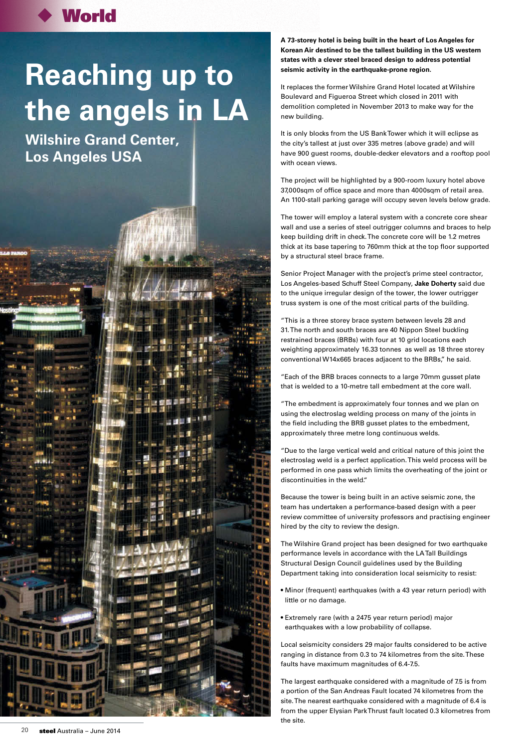# Reaching up to the angels in LA

## Wilshire Grand Center, Los Angeles USA

**A 73-storey hotel is being built in the heart of Los Angeles for Korean Air destined to be the tallest building in the US western states with a clever steel braced design to address potential seismic activity in the earthquake-prone region.**

It replaces the former Wilshire Grand Hotel located at Wilshire Boulevard and Figueroa Street which closed in 2011 with demolition completed in November 2013 to make way for the new building.

It is only blocks from the US Bank Tower which it will eclipse as the city's tallest at just over 335 metres (above grade) and will have 900 guest rooms, double-decker elevators and a rooftop pool with ocean views.

The project will be highlighted by a 900-room luxury hotel above 37,000sqm of office space and more than 4000sqm of retail area. An 1100-stall parking garage will occupy seven levels below grade.

The tower will employ a lateral system with a concrete core shear wall and use a series of steel outrigger columns and braces to help keep building drift in check. The concrete core will be 1.2 metres thick at its base tapering to 760mm thick at the top floor supported by a structural steel brace frame.

Senior Project Manager with the project's prime steel contractor, Los Angeles-based Schuff Steel Company, **Jake Doherty** said due to the unique irregular design of the tower, the lower outrigger truss system is one of the most critical parts of the building.

"This is a three storey brace system between levels 28 and 31. The north and south braces are 40 Nippon Steel buckling restrained braces (BRBs) with four at 10 grid locations each weighting approximately 16.33 tonnes as well as 18 three storey conventional W14x665 braces adjacent to the BRBs," he said.

"Each of the BRB braces connects to a large 70mm gusset plate that is welded to a 10-metre tall embedment at the core wall.

"The embedment is approximately four tonnes and we plan on using the electroslag welding process on many of the joints in the field including the BRB gusset plates to the embedment, approximately three metre long continuous welds.

"Due to the large vertical weld and critical nature of this joint the electroslag weld is a perfect application. This weld process will be performed in one pass which limits the overheating of the joint or discontinuities in the weld."

Because the tower is being built in an active seismic zone, the team has undertaken a performance-based design with a peer review committee of university professors and practising engineer hired by the city to review the design.

The Wilshire Grand project has been designed for two earthquake performance levels in accordance with the LA Tall Buildings Structural Design Council guidelines used by the Building Department taking into consideration local seismicity to resist:

- Minor (frequent) earthquakes (with a 43 year return period) with little or no damage.
- Extremely rare (with a 2475 year return period) major earthquakes with a low probability of collapse.

Local seismicity considers 29 major faults considered to be active ranging in distance from 0.3 to 74 kilometres from the site. These faults have maximum magnitudes of 6.4-7.5.

The largest earthquake considered with a magnitude of 7.5 is from a portion of the San Andreas Fault located 74 kilometres from the site. The nearest earthquake considered with a magnitude of 6.4 is from the upper Elysian Park Thrust fault located 0.3 kilometres from the site.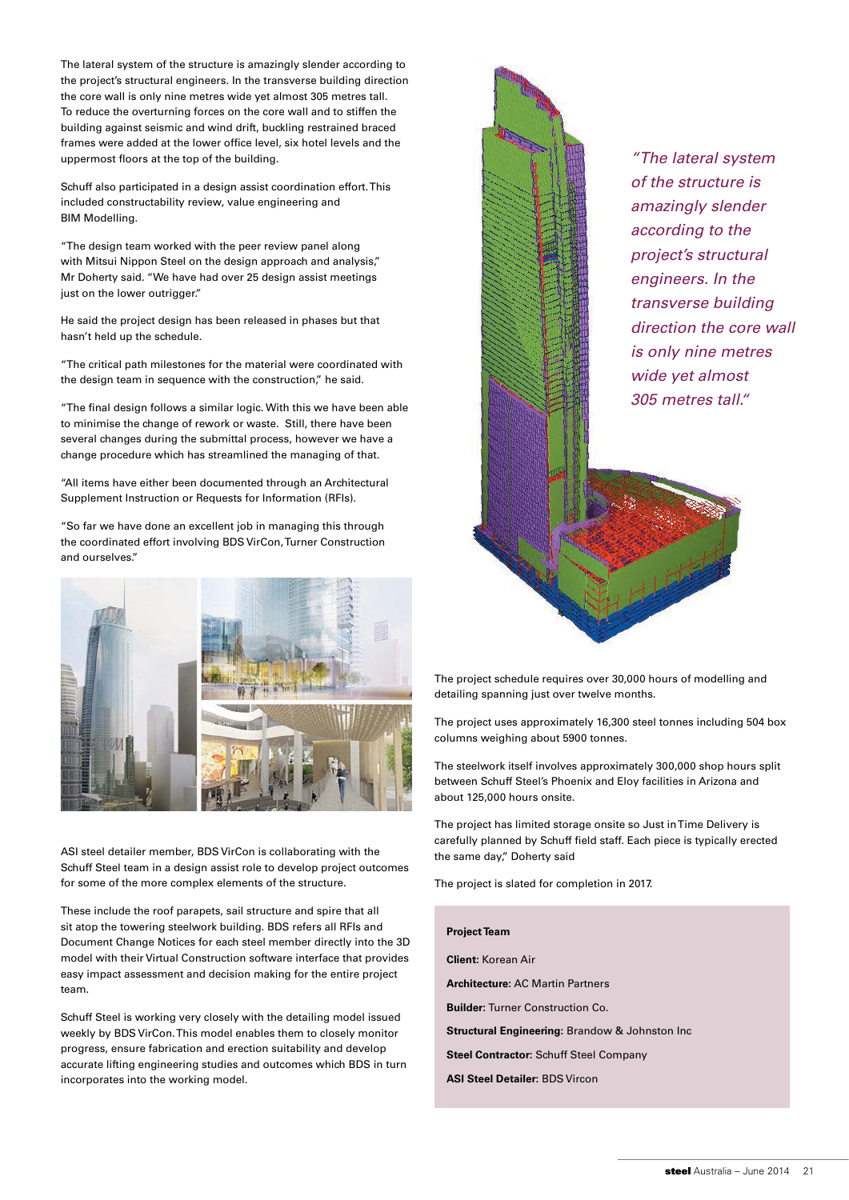The lateral system of the structure is amazingly slender according to the project's structural engineers. In the transverse building direction the core wall is only nine metres wide yet almost 305 metres tall. To reduce the overturning forces on the core wall and to stiffen the building against seismic and wind drift, buckling restrained braced frames were added at the lower office level, six hotel levels and the uppermost floors at the top of the building.

Schuff also participated in a design assist coordination effort. This included constructability review, value engineering and BIM Modelling.

"The design team worked with the peer review panel along with Mitsui Nippon Steel on the design approach and analysis," Mr Doherty said. "We have had over 25 design assist meetings just on the lower outrigger."

He said the project design has been released in phases but that hasn't held up the schedule.

"The critical path milestones for the material were coordinated with the design team in sequence with the construction," he said.

"The final design follows a similar logic. With this we have been able to minimise the change of rework or waste. Still, there have been several changes during the submittal process, however we have a change procedure which has streamlined the managing of that.

"All items have either been documented through an Architectural Supplement Instruction or Requests for Information (RFIs).

"So far we have done an excellent job in managing this through the coordinated effort involving BDS VirCon, Turner Construction and ourselves."

ASI steel detailer member, BDS VirCon is collaborating with the Schuff Steel team in a design assist role to develop project outcomes for some of the more complex elements of the structure.

These include the roof parapets, sail structure and spire that all sit atop the towering steelwork building. BDS refers all RFIs and Document Change Notices for each steel member directly into the 3D model with their Virtual Construction software interface that provides easy impact assessment and decision making for the entire project team.

Schuff Steel is working very closely with the detailing model issued weekly by BDS VirCon. This model enables them to closely monitor progress, ensure fabrication and erection suitability and develop accurate lifting engineering studies and outcomes which BDS in turn incorporates into the working model.

*"The lateral system of the structure is amazingly slender according to the project's structural engineers. In the transverse building direction the core wall is only nine metres wide yet almost 305 metres tall."*

The project schedule requires over 30,000 hours of modelling and detailing spanning just over twelve months.

The project uses approximately 16,300 steel tonnes including 504 box columns weighing about 5900 tonnes.

The steelwork itself involves approximately 300,000 shop hours split between Schuff Steel's Phoenix and Eloy facilities in Arizona and about 125,000 hours onsite.

The project has limited storage onsite so Just in Time Delivery is carefully planned by Schuff field staff. Each piece is typically erected the same day," Doherty said

The project is slated for completion in 2017.

**Project Team**

**Client:** Korean Air

**Architecture:** AC Martin Partners

**Builder:** Turner Construction Co.

**Structural Engineering:** Brandow & Johnston Inc

**Steel Contractor:** Schuff Steel Company

**ASI Steel Detailer:** BDS Vircon